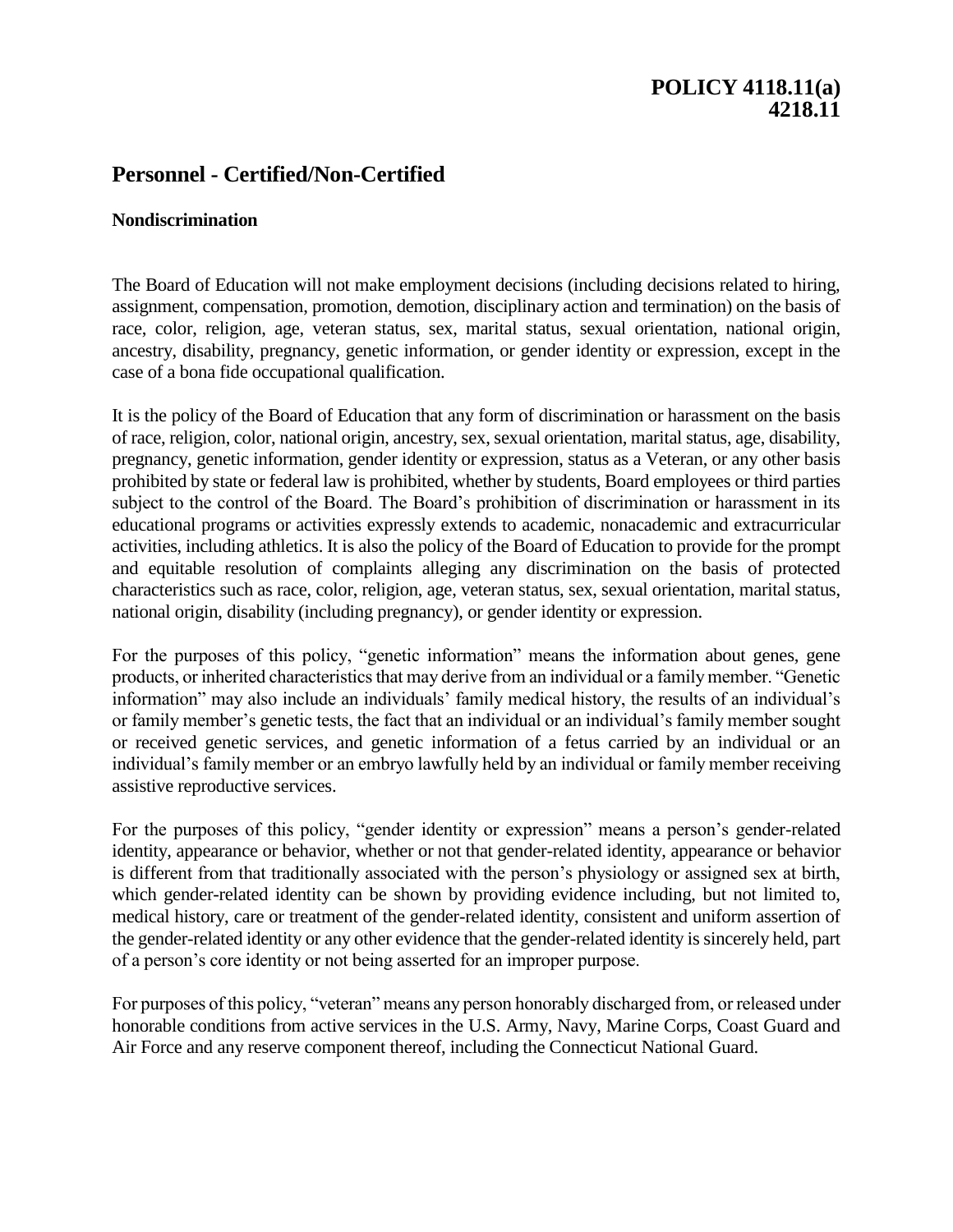# POLICY 4118.11(a)
# 4218.11

## Personnel - Certified/Non-Certified

### Nondiscrimination

The Board of Education will not make employment decisions (including decisions related to hiring, assignment, compensation, promotion, demotion, disciplinary action and termination) on the basis of race, color, religion, age, veteran status, sex, marital status, sexual orientation, national origin, ancestry, disability, pregnancy, genetic information, or gender identity or expression, except in the case of a bona fide occupational qualification.

It is the policy of the Board of Education that any form of discrimination or harassment on the basis of race, religion, color, national origin, ancestry, sex, sexual orientation, marital status, age, disability, pregnancy, genetic information, gender identity or expression, status as a Veteran, or any other basis prohibited by state or federal law is prohibited, whether by students, Board employees or third parties subject to the control of the Board. The Board's prohibition of discrimination or harassment in its educational programs or activities expressly extends to academic, nonacademic and extracurricular activities, including athletics. It is also the policy of the Board of Education to provide for the prompt and equitable resolution of complaints alleging any discrimination on the basis of protected characteristics such as race, color, religion, age, veteran status, sex, sexual orientation, marital status, national origin, disability (including pregnancy), or gender identity or expression.

For the purposes of this policy, "genetic information" means the information about genes, gene products, or inherited characteristics that may derive from an individual or a family member. "Genetic information" may also include an individuals' family medical history, the results of an individual's or family member's genetic tests, the fact that an individual or an individual's family member sought or received genetic services, and genetic information of a fetus carried by an individual or an individual's family member or an embryo lawfully held by an individual or family member receiving assistive reproductive services.

For the purposes of this policy, "gender identity or expression" means a person's gender-related identity, appearance or behavior, whether or not that gender-related identity, appearance or behavior is different from that traditionally associated with the person's physiology or assigned sex at birth, which gender-related identity can be shown by providing evidence including, but not limited to, medical history, care or treatment of the gender-related identity, consistent and uniform assertion of the gender-related identity or any other evidence that the gender-related identity is sincerely held, part of a person's core identity or not being asserted for an improper purpose.

For purposes of this policy, "veteran" means any person honorably discharged from, or released under honorable conditions from active services in the U.S. Army, Navy, Marine Corps, Coast Guard and Air Force and any reserve component thereof, including the Connecticut National Guard.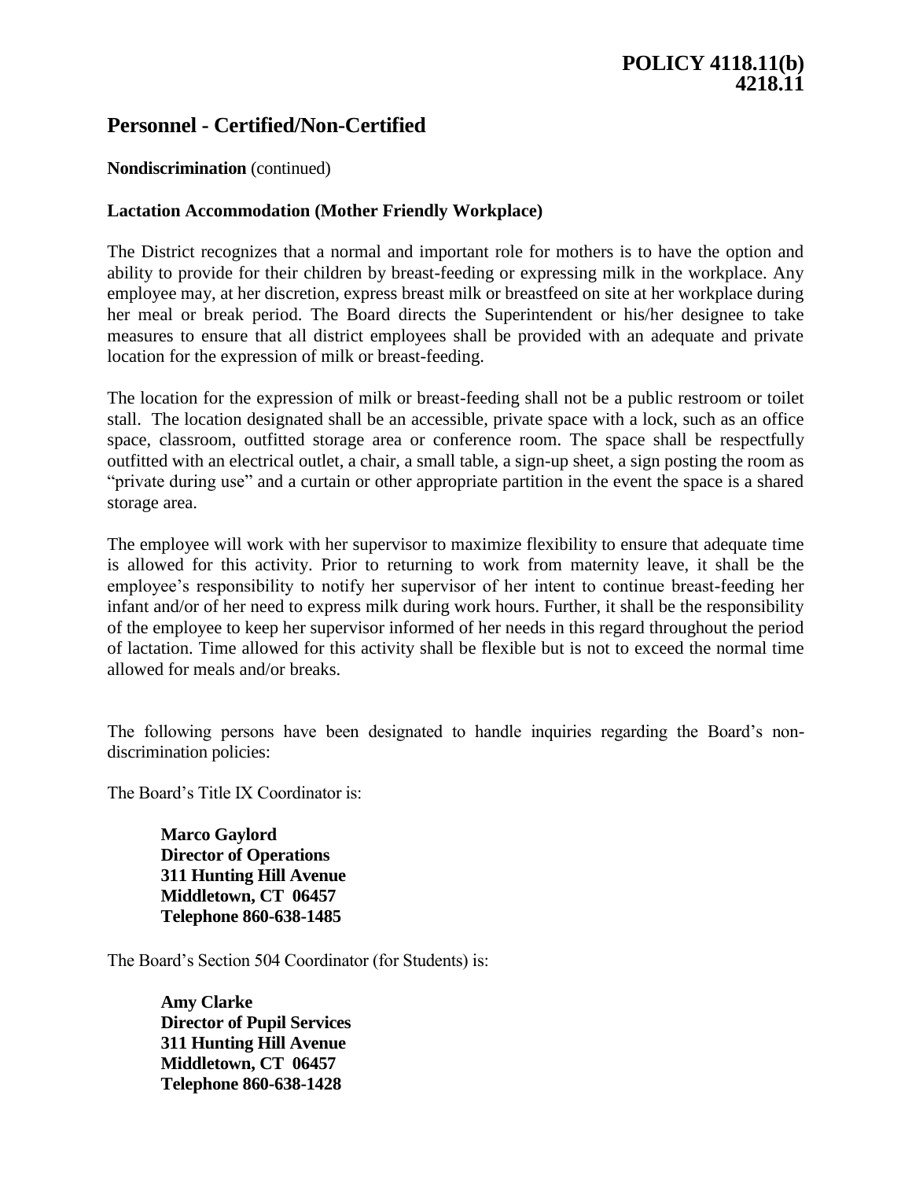**POLICY 4118.11(b)**
**4218.11**

# Personnel - Certified/Non-Certified

**Nondiscrimination** (continued)

**Lactation Accommodation (Mother Friendly Workplace)**

The District recognizes that a normal and important role for mothers is to have the option and ability to provide for their children by breast-feeding or expressing milk in the workplace. Any employee may, at her discretion, express breast milk or breastfeed on site at her workplace during her meal or break period. The Board directs the Superintendent or his/her designee to take measures to ensure that all district employees shall be provided with an adequate and private location for the expression of milk or breast-feeding.

The location for the expression of milk or breast-feeding shall not be a public restroom or toilet stall. The location designated shall be an accessible, private space with a lock, such as an office space, classroom, outfitted storage area or conference room. The space shall be respectfully outfitted with an electrical outlet, a chair, a small table, a sign-up sheet, a sign posting the room as "private during use" and a curtain or other appropriate partition in the event the space is a shared storage area.

The employee will work with her supervisor to maximize flexibility to ensure that adequate time is allowed for this activity. Prior to returning to work from maternity leave, it shall be the employee's responsibility to notify her supervisor of her intent to continue breast-feeding her infant and/or of her need to express milk during work hours. Further, it shall be the responsibility of the employee to keep her supervisor informed of her needs in this regard throughout the period of lactation. Time allowed for this activity shall be flexible but is not to exceed the normal time allowed for meals and/or breaks.

The following persons have been designated to handle inquiries regarding the Board's non-discrimination policies:

The Board's Title IX Coordinator is:

> **Marco Gaylord**
> **Director of Operations**
> **311 Hunting Hill Avenue**
> **Middletown, CT 06457**
> **Telephone 860-638-1485**

The Board's Section 504 Coordinator (for Students) is:

> **Amy Clarke**
> **Director of Pupil Services**
> **311 Hunting Hill Avenue**
> **Middletown, CT 06457**
> **Telephone 860-638-1428**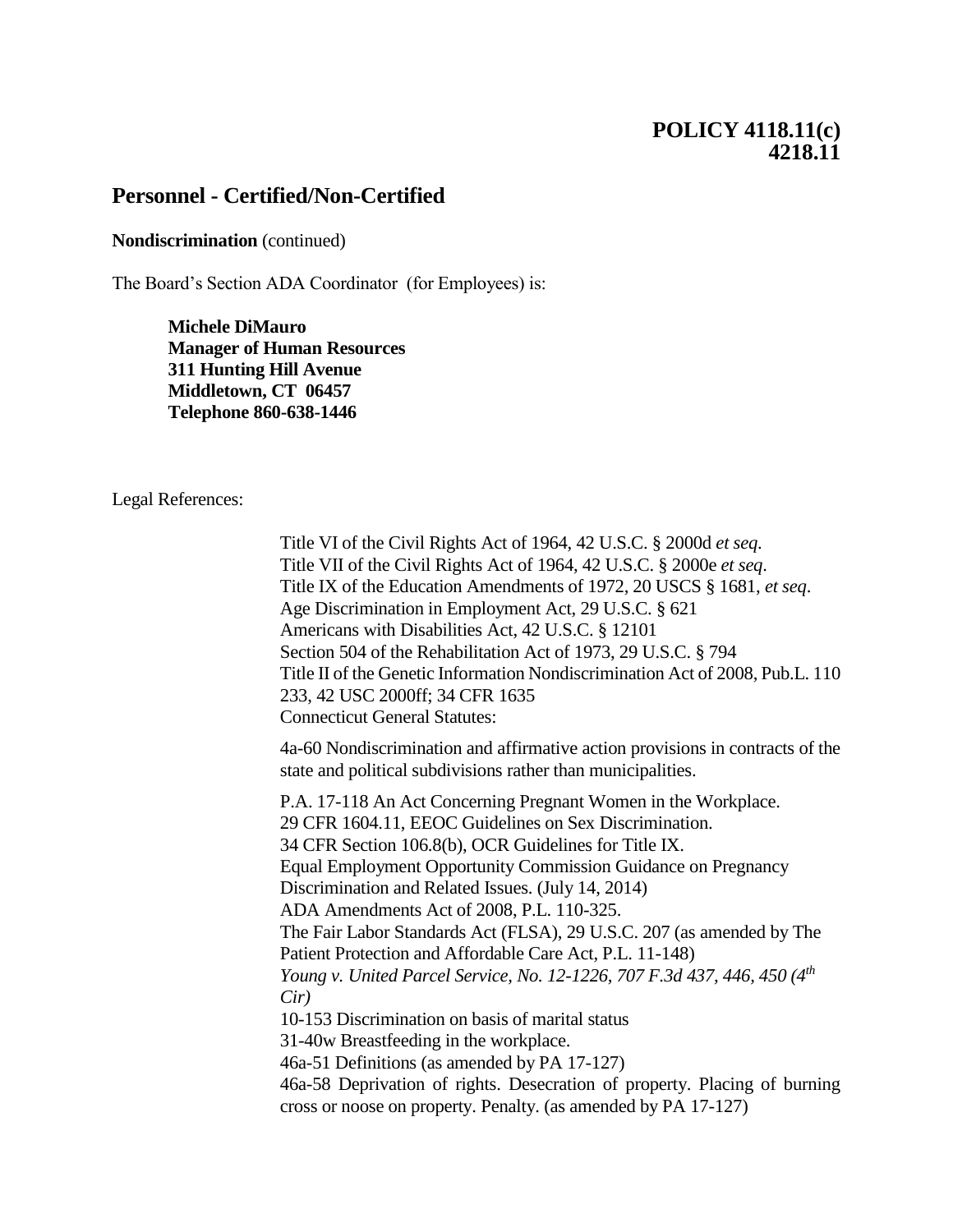**POLICY 4118.11(c)**
**4218.11**

## Personnel - Certified/Non-Certified

**Nondiscrimination** (continued)

The Board's Section ADA Coordinator (for Employees) is:

> **Michele DiMauro**
> **Manager of Human Resources**
> **311 Hunting Hill Avenue**
> **Middletown, CT 06457**
> **Telephone 860-638-1446**

Legal References:

Title VI of the Civil Rights Act of 1964, 42 U.S.C. § 2000d *et seq.*
Title VII of the Civil Rights Act of 1964, 42 U.S.C. § 2000e *et seq*.
Title IX of the Education Amendments of 1972, 20 USCS § 1681, *et seq*.
Age Discrimination in Employment Act, 29 U.S.C. § 621
Americans with Disabilities Act, 42 U.S.C. § 12101
Section 504 of the Rehabilitation Act of 1973, 29 U.S.C. § 794
Title II of the Genetic Information Nondiscrimination Act of 2008, Pub.L. 110 233, 42 USC 2000ff; 34 CFR 1635
Connecticut General Statutes:

4a-60 Nondiscrimination and affirmative action provisions in contracts of the state and political subdivisions rather than municipalities.

P.A. 17-118 An Act Concerning Pregnant Women in the Workplace.
29 CFR 1604.11, EEOC Guidelines on Sex Discrimination.
34 CFR Section 106.8(b), OCR Guidelines for Title IX.
Equal Employment Opportunity Commission Guidance on Pregnancy Discrimination and Related Issues. (July 14, 2014)
ADA Amendments Act of 2008, P.L. 110-325.
The Fair Labor Standards Act (FLSA), 29 U.S.C. 207 (as amended by The Patient Protection and Affordable Care Act, P.L. 11-148)
*Young v. United Parcel Service, No. 12-1226, 707 F.3d 437, 446, 450 (4th Cir)*
10-153 Discrimination on basis of marital status
31-40w Breastfeeding in the workplace.
46a-51 Definitions (as amended by PA 17-127)
46a-58 Deprivation of rights. Desecration of property. Placing of burning cross or noose on property. Penalty. (as amended by PA 17-127)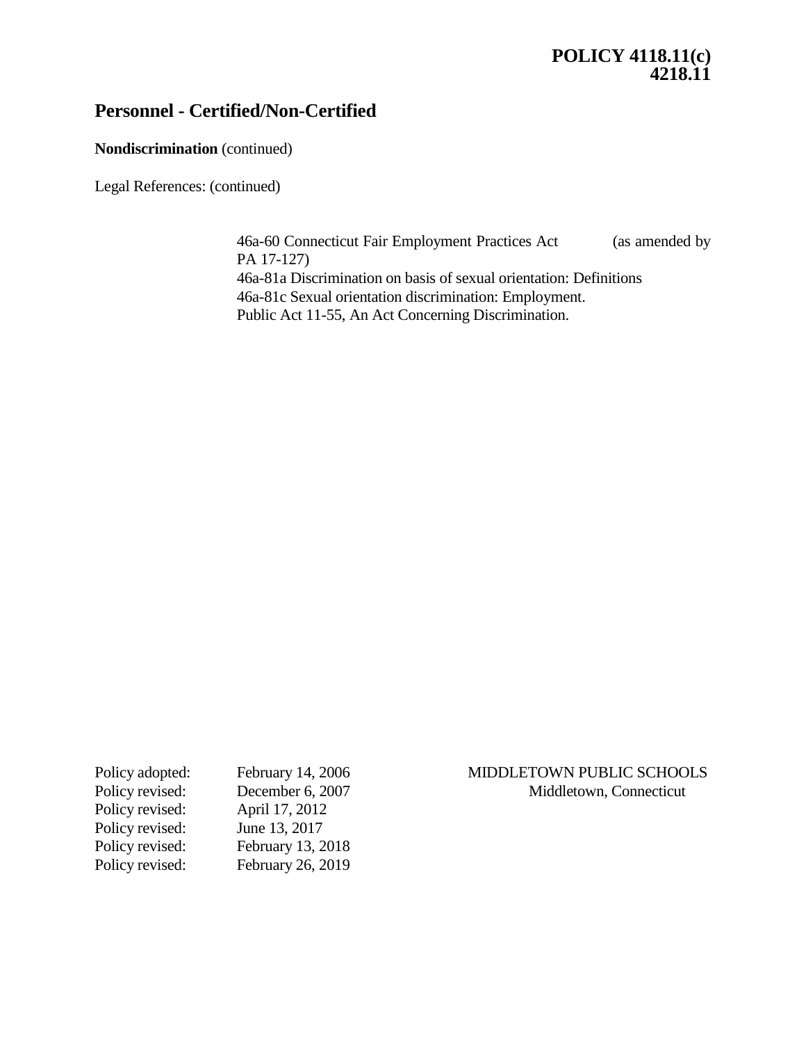**POLICY 4118.11(c)**
**4218.11**

# Personnel - Certified/Non-Certified

**Nondiscrimination** (continued)

Legal References: (continued)

46a-60 Connecticut Fair Employment Practices Act (as amended by PA 17-127)
46a-81a Discrimination on basis of sexual orientation: Definitions
46a-81c Sexual orientation discrimination: Employment.
Public Act 11-55, An Act Concerning Discrimination.

| | |
|---|---|
| Policy adopted: | February 14, 2006 |
| Policy revised: | December 6, 2007 |
| Policy revised: | April 17, 2012 |
| Policy revised: | June 13, 2017 |
| Policy revised: | February 13, 2018 |
| Policy revised: | February 26, 2019 |

MIDDLETOWN PUBLIC SCHOOLS
Middletown, Connecticut